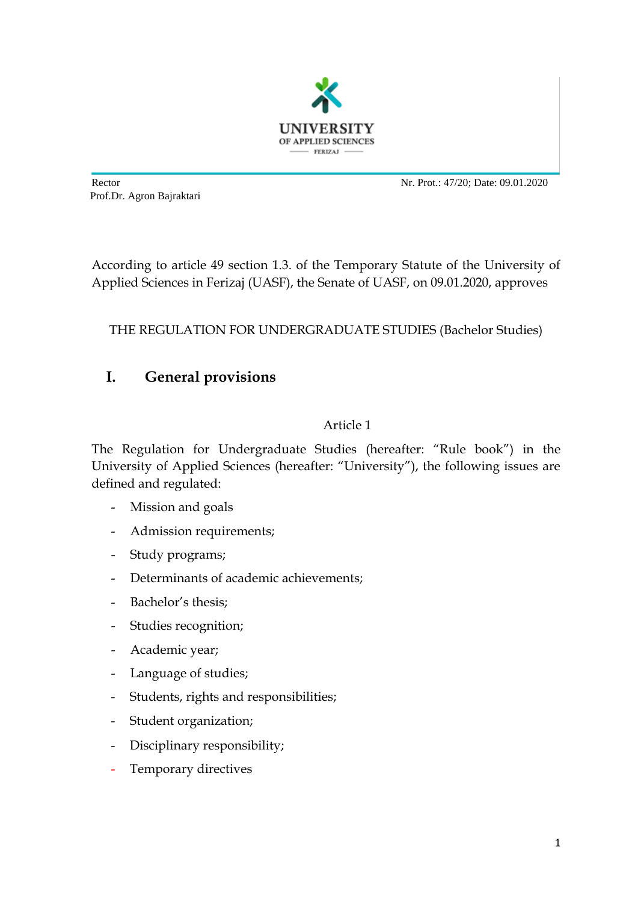UNIVERSITY
OF APPLIED SCIENCES
FERIZAJ

Rector
Prof.Dr. Agron Bajraktari

Nr. Prot.: 47/20; Date: 09.01.2020

According to article 49 section 1.3. of the Temporary Statute of the University of Applied Sciences in Ferizaj (UASF), the Senate of UASF, on 09.01.2020, approves

THE REGULATION FOR UNDERGRADUATE STUDIES (Bachelor Studies)

# I. General provisions

### Article 1

The Regulation for Undergraduate Studies (hereafter: "Rule book") in the University of Applied Sciences (hereafter: "University"), the following issues are defined and regulated:

- Mission and goals
- Admission requirements;
- Study programs;
- Determinants of academic achievements;
- Bachelor's thesis;
- Studies recognition;
- Academic year;
- Language of studies;
- Students, rights and responsibilities;
- Student organization;
- Disciplinary responsibility;
- Temporary directives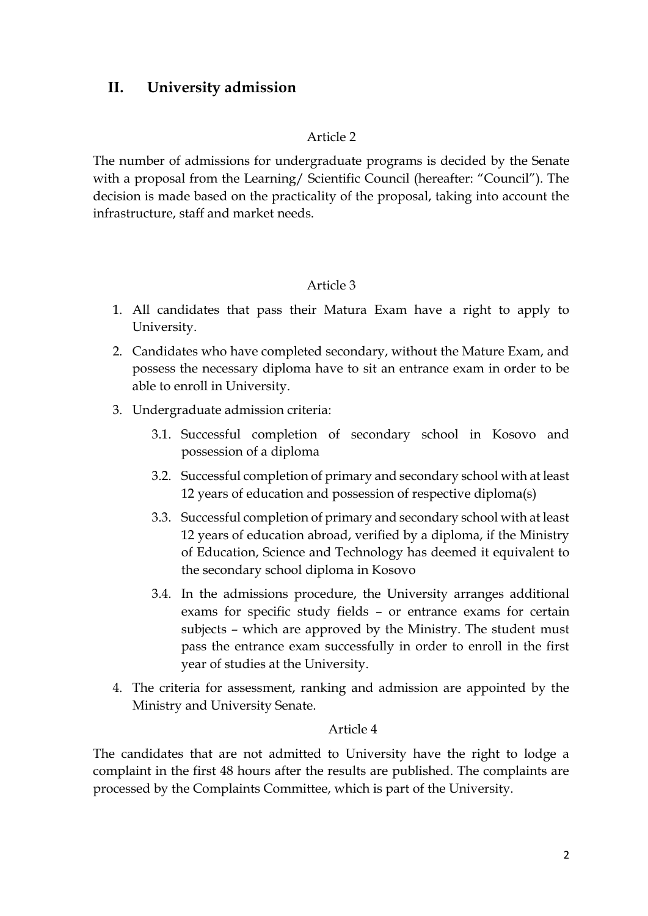## II. University admission

Article 2

The number of admissions for undergraduate programs is decided by the Senate with a proposal from the Learning/ Scientific Council (hereafter: "Council"). The decision is made based on the practicality of the proposal, taking into account the infrastructure, staff and market needs.

Article 3

1. All candidates that pass their Matura Exam have a right to apply to University.
2. Candidates who have completed secondary, without the Mature Exam, and possess the necessary diploma have to sit an entrance exam in order to be able to enroll in University.
3. Undergraduate admission criteria:
   - 3.1. Successful completion of secondary school in Kosovo and possession of a diploma
   - 3.2. Successful completion of primary and secondary school with at least 12 years of education and possession of respective diploma(s)
   - 3.3. Successful completion of primary and secondary school with at least 12 years of education abroad, verified by a diploma, if the Ministry of Education, Science and Technology has deemed it equivalent to the secondary school diploma in Kosovo
   - 3.4. In the admissions procedure, the University arranges additional exams for specific study fields – or entrance exams for certain subjects – which are approved by the Ministry. The student must pass the entrance exam successfully in order to enroll in the first year of studies at the University.
4. The criteria for assessment, ranking and admission are appointed by the Ministry and University Senate.

Article 4

The candidates that are not admitted to University have the right to lodge a complaint in the first 48 hours after the results are published. The complaints are processed by the Complaints Committee, which is part of the University.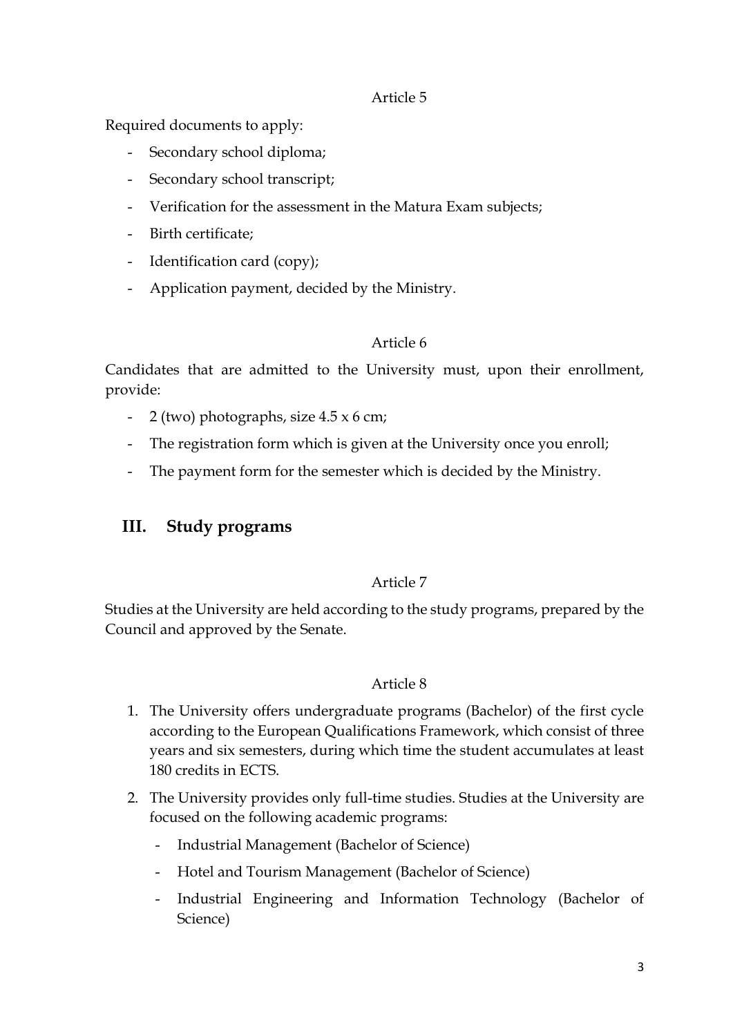Article 5

Required documents to apply:

- Secondary school diploma;
- Secondary school transcript;
- Verification for the assessment in the Matura Exam subjects;
- Birth certificate;
- Identification card (copy);
- Application payment, decided by the Ministry.

Article 6

Candidates that are admitted to the University must, upon their enrollment, provide:

- 2 (two) photographs, size 4.5 x 6 cm;
- The registration form which is given at the University once you enroll;
- The payment form for the semester which is decided by the Ministry.

## III. Study programs

Article 7

Studies at the University are held according to the study programs, prepared by the Council and approved by the Senate.

Article 8

1. The University offers undergraduate programs (Bachelor) of the first cycle according to the European Qualifications Framework, which consist of three years and six semesters, during which time the student accumulates at least 180 credits in ECTS.
2. The University provides only full-time studies. Studies at the University are focused on the following academic programs:
   - Industrial Management (Bachelor of Science)
   - Hotel and Tourism Management (Bachelor of Science)
   - Industrial Engineering and Information Technology (Bachelor of Science)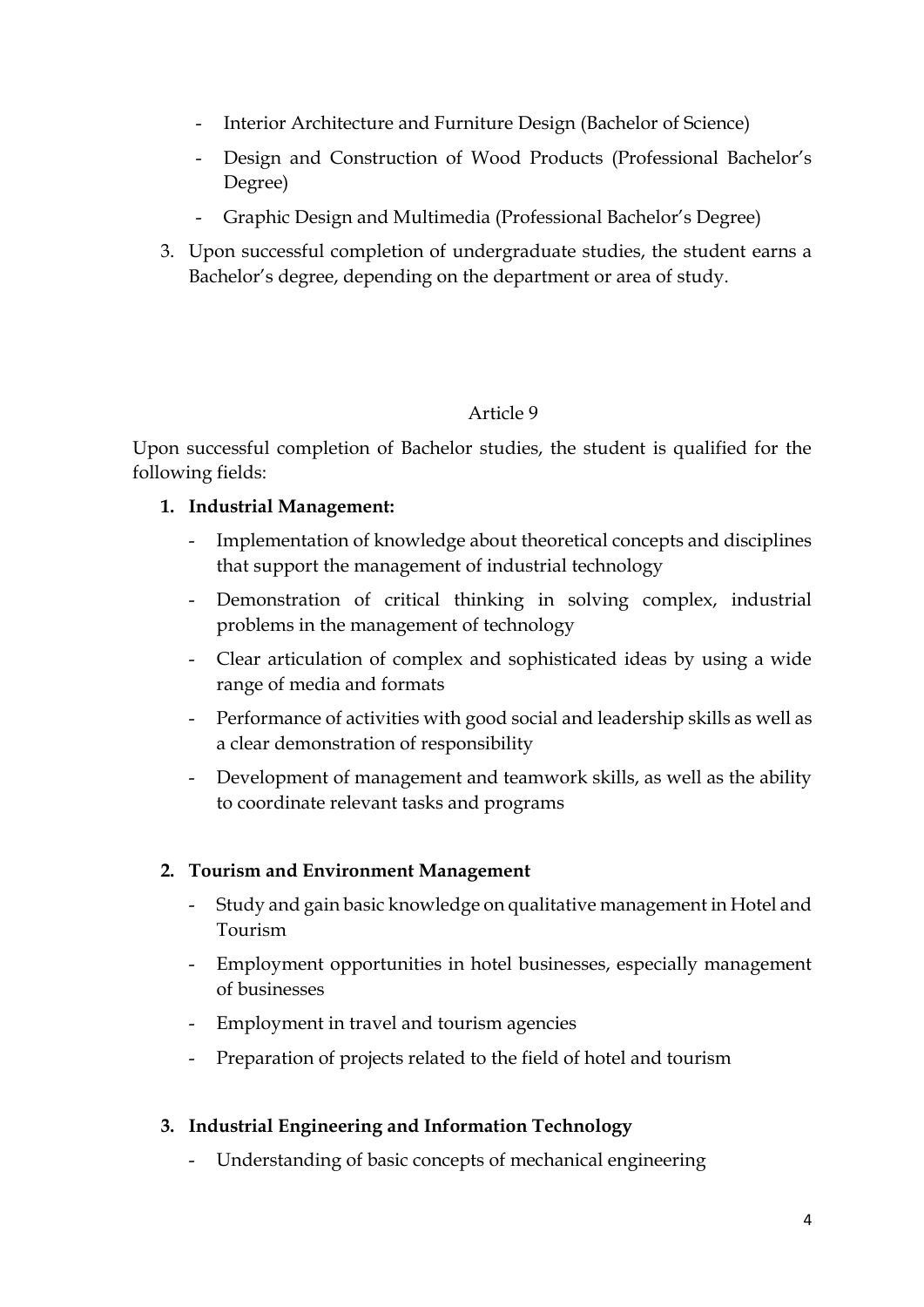- Interior Architecture and Furniture Design (Bachelor of Science)
- Design and Construction of Wood Products (Professional Bachelor's Degree)
- Graphic Design and Multimedia (Professional Bachelor's Degree)

3. Upon successful completion of undergraduate studies, the student earns a Bachelor's degree, depending on the department or area of study.

## Article 9

Upon successful completion of Bachelor studies, the student is qualified for the following fields:

1. **Industrial Management:**
   - Implementation of knowledge about theoretical concepts and disciplines that support the management of industrial technology
   - Demonstration of critical thinking in solving complex, industrial problems in the management of technology
   - Clear articulation of complex and sophisticated ideas by using a wide range of media and formats
   - Performance of activities with good social and leadership skills as well as a clear demonstration of responsibility
   - Development of management and teamwork skills, as well as the ability to coordinate relevant tasks and programs

2. **Tourism and Environment Management**
   - Study and gain basic knowledge on qualitative management in Hotel and Tourism
   - Employment opportunities in hotel businesses, especially management of businesses
   - Employment in travel and tourism agencies
   - Preparation of projects related to the field of hotel and tourism

3. **Industrial Engineering and Information Technology**
   - Understanding of basic concepts of mechanical engineering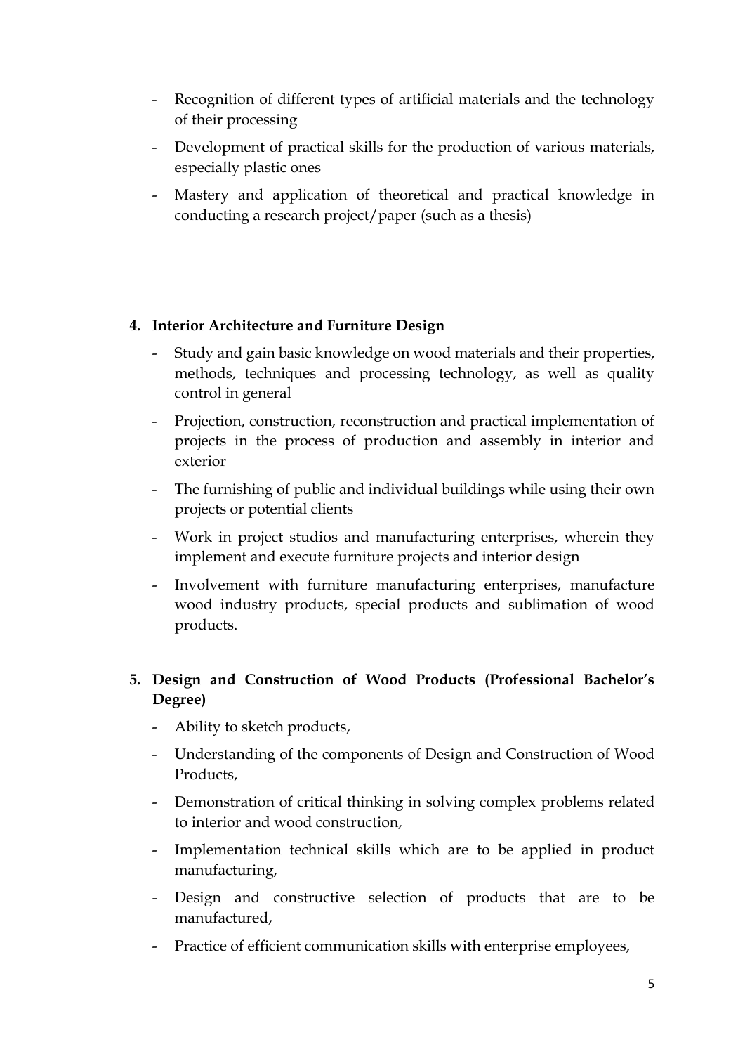- Recognition of different types of artificial materials and the technology of their processing
- Development of practical skills for the production of various materials, especially plastic ones
- Mastery and application of theoretical and practical knowledge in conducting a research project/paper (such as a thesis)

4. **Interior Architecture and Furniture Design**
   - Study and gain basic knowledge on wood materials and their properties, methods, techniques and processing technology, as well as quality control in general
   - Projection, construction, reconstruction and practical implementation of projects in the process of production and assembly in interior and exterior
   - The furnishing of public and individual buildings while using their own projects or potential clients
   - Work in project studios and manufacturing enterprises, wherein they implement and execute furniture projects and interior design
   - Involvement with furniture manufacturing enterprises, manufacture wood industry products, special products and sublimation of wood products.

5. **Design and Construction of Wood Products (Professional Bachelor's Degree)**
   - Ability to sketch products,
   - Understanding of the components of Design and Construction of Wood Products,
   - Demonstration of critical thinking in solving complex problems related to interior and wood construction,
   - Implementation technical skills which are to be applied in product manufacturing,
   - Design and constructive selection of products that are to be manufactured,
   - Practice of efficient communication skills with enterprise employees,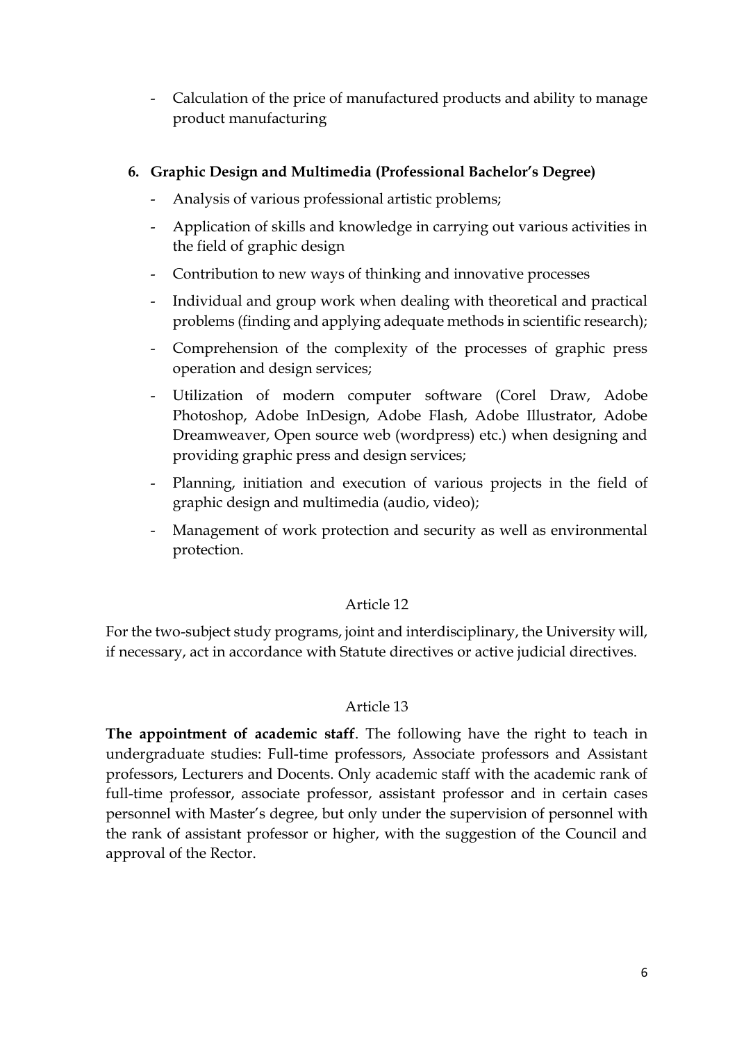- Calculation of the price of manufactured products and ability to manage product manufacturing

6. **Graphic Design and Multimedia (Professional Bachelor's Degree)**
    - Analysis of various professional artistic problems;
    - Application of skills and knowledge in carrying out various activities in the field of graphic design
    - Contribution to new ways of thinking and innovative processes
    - Individual and group work when dealing with theoretical and practical problems (finding and applying adequate methods in scientific research);
    - Comprehension of the complexity of the processes of graphic press operation and design services;
    - Utilization of modern computer software (Corel Draw, Adobe Photoshop, Adobe InDesign, Adobe Flash, Adobe Illustrator, Adobe Dreamweaver, Open source web (wordpress) etc.) when designing and providing graphic press and design services;
    - Planning, initiation and execution of various projects in the field of graphic design and multimedia (audio, video);
    - Management of work protection and security as well as environmental protection.

Article 12

For the two-subject study programs, joint and interdisciplinary, the University will, if necessary, act in accordance with Statute directives or active judicial directives.

Article 13

**The appointment of academic staff**. The following have the right to teach in undergraduate studies: Full-time professors, Associate professors and Assistant professors, Lecturers and Docents. Only academic staff with the academic rank of full-time professor, associate professor, assistant professor and in certain cases personnel with Master's degree, but only under the supervision of personnel with the rank of assistant professor or higher, with the suggestion of the Council and approval of the Rector.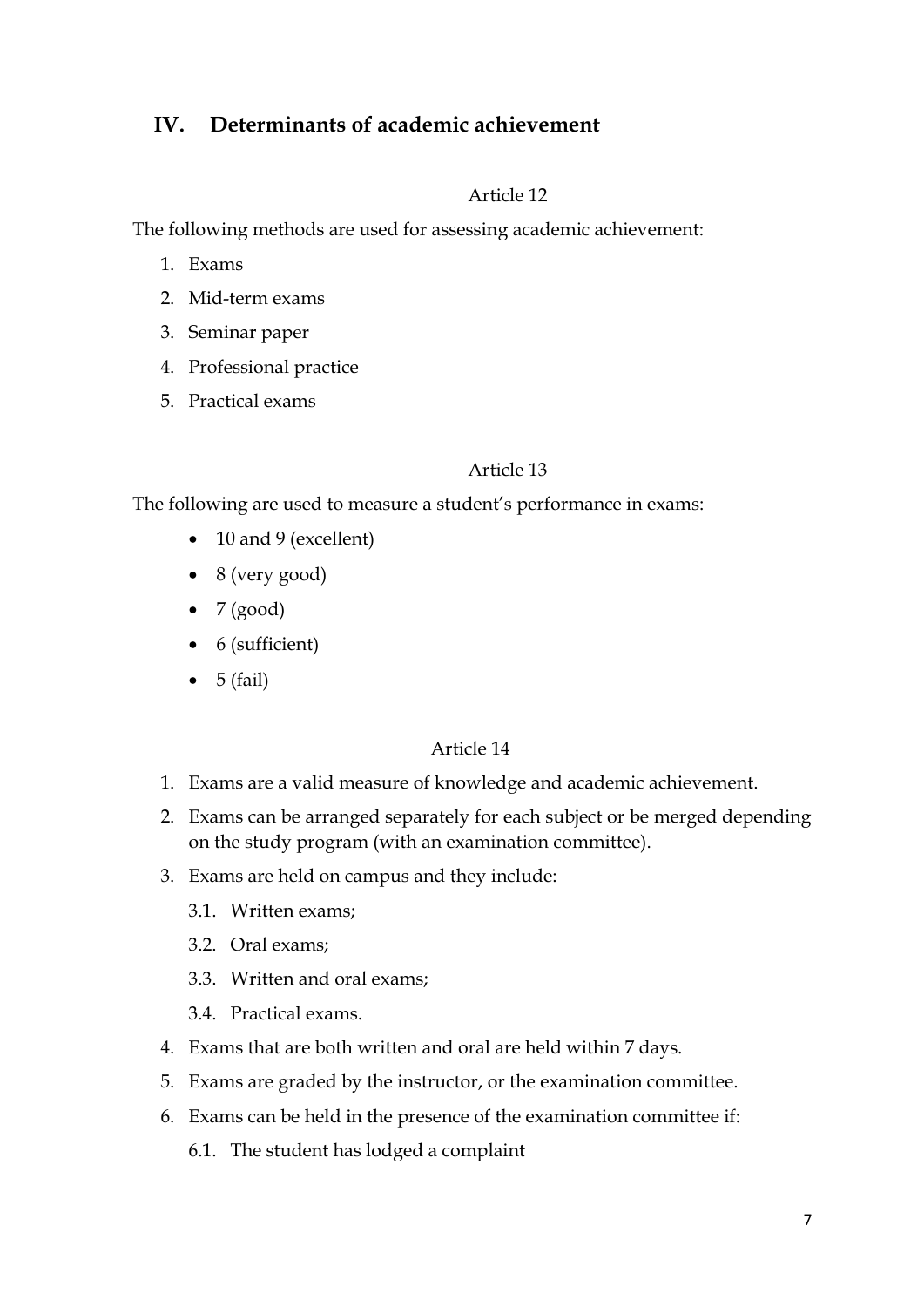## IV. Determinants of academic achievement

Article 12

The following methods are used for assessing academic achievement:

1. Exams
2. Mid-term exams
3. Seminar paper
4. Professional practice
5. Practical exams

Article 13

The following are used to measure a student's performance in exams:

- 10 and 9 (excellent)
- 8 (very good)
- 7 (good)
- 6 (sufficient)
- 5 (fail)

Article 14

1. Exams are a valid measure of knowledge and academic achievement.
2. Exams can be arranged separately for each subject or be merged depending on the study program (with an examination committee).
3. Exams are held on campus and they include:
   3.1. Written exams;
   3.2. Oral exams;
   3.3. Written and oral exams;
   3.4. Practical exams.
4. Exams that are both written and oral are held within 7 days.
5. Exams are graded by the instructor, or the examination committee.
6. Exams can be held in the presence of the examination committee if:
   6.1. The student has lodged a complaint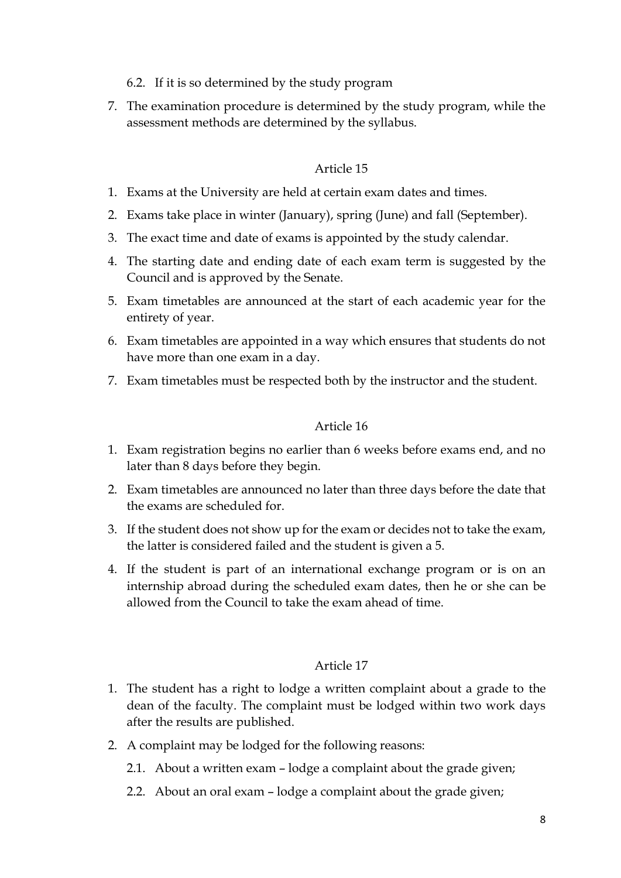6.2. If it is so determined by the study program

7. The examination procedure is determined by the study program, while the assessment methods are determined by the syllabus.

## Article 15

1. Exams at the University are held at certain exam dates and times.
2. Exams take place in winter (January), spring (June) and fall (September).
3. The exact time and date of exams is appointed by the study calendar.
4. The starting date and ending date of each exam term is suggested by the Council and is approved by the Senate.
5. Exam timetables are announced at the start of each academic year for the entirety of year.
6. Exam timetables are appointed in a way which ensures that students do not have more than one exam in a day.
7. Exam timetables must be respected both by the instructor and the student.

## Article 16

1. Exam registration begins no earlier than 6 weeks before exams end, and no later than 8 days before they begin.
2. Exam timetables are announced no later than three days before the date that the exams are scheduled for.
3. If the student does not show up for the exam or decides not to take the exam, the latter is considered failed and the student is given a 5.
4. If the student is part of an international exchange program or is on an internship abroad during the scheduled exam dates, then he or she can be allowed from the Council to take the exam ahead of time.

## Article 17

1. The student has a right to lodge a written complaint about a grade to the dean of the faculty. The complaint must be lodged within two work days after the results are published.
2. A complaint may be lodged for the following reasons:
   
   2.1. About a written exam – lodge a complaint about the grade given;
   
   2.2. About an oral exam – lodge a complaint about the grade given;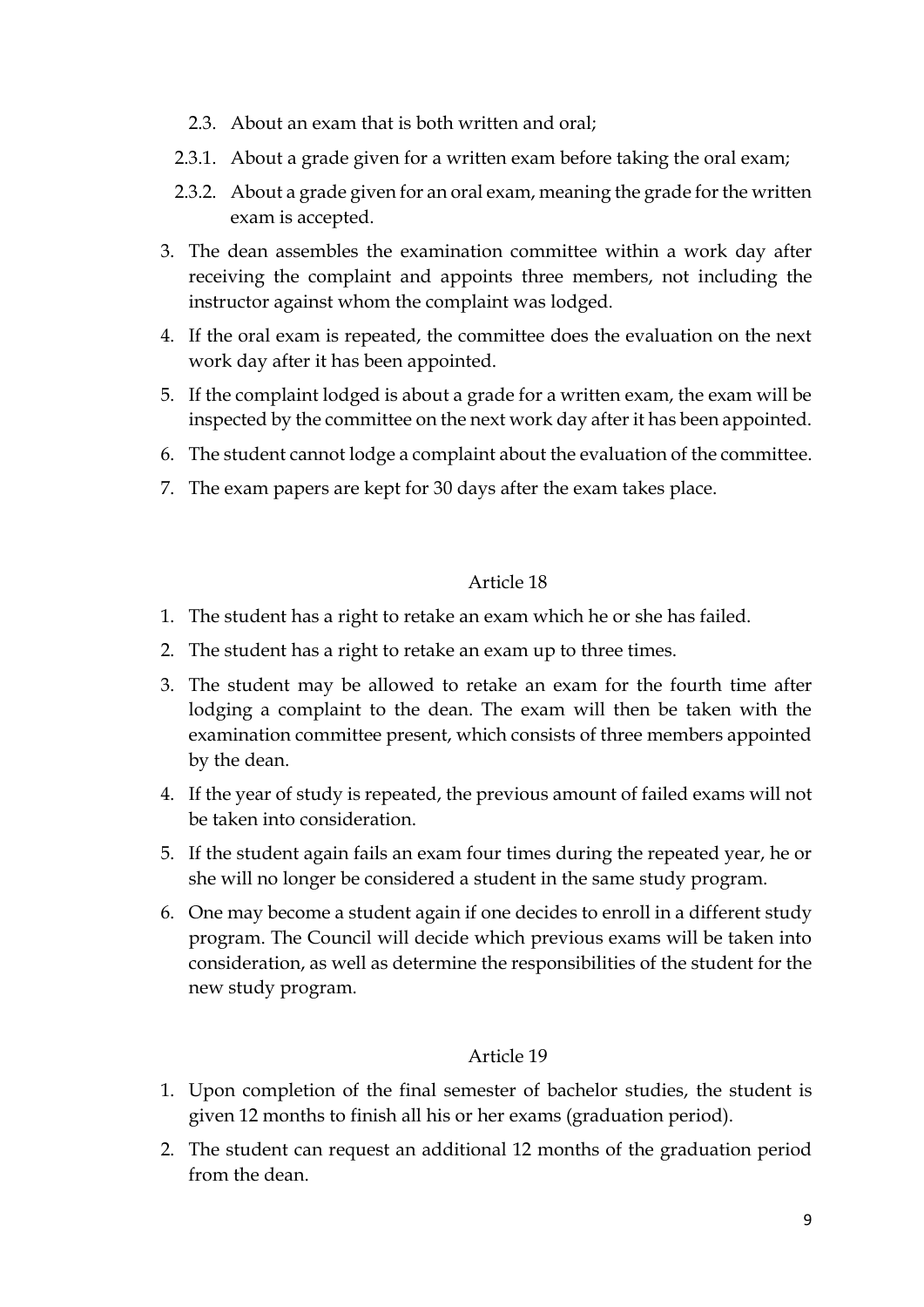2.3. About an exam that is both written and oral;

2.3.1. About a grade given for a written exam before taking the oral exam;

2.3.2. About a grade given for an oral exam, meaning the grade for the written exam is accepted.

3. The dean assembles the examination committee within a work day after receiving the complaint and appoints three members, not including the instructor against whom the complaint was lodged.
4. If the oral exam is repeated, the committee does the evaluation on the next work day after it has been appointed.
5. If the complaint lodged is about a grade for a written exam, the exam will be inspected by the committee on the next work day after it has been appointed.
6. The student cannot lodge a complaint about the evaluation of the committee.
7. The exam papers are kept for 30 days after the exam takes place.

## Article 18

1. The student has a right to retake an exam which he or she has failed.
2. The student has a right to retake an exam up to three times.
3. The student may be allowed to retake an exam for the fourth time after lodging a complaint to the dean. The exam will then be taken with the examination committee present, which consists of three members appointed by the dean.
4. If the year of study is repeated, the previous amount of failed exams will not be taken into consideration.
5. If the student again fails an exam four times during the repeated year, he or she will no longer be considered a student in the same study program.
6. One may become a student again if one decides to enroll in a different study program. The Council will decide which previous exams will be taken into consideration, as well as determine the responsibilities of the student for the new study program.

## Article 19

1. Upon completion of the final semester of bachelor studies, the student is given 12 months to finish all his or her exams (graduation period).
2. The student can request an additional 12 months of the graduation period from the dean.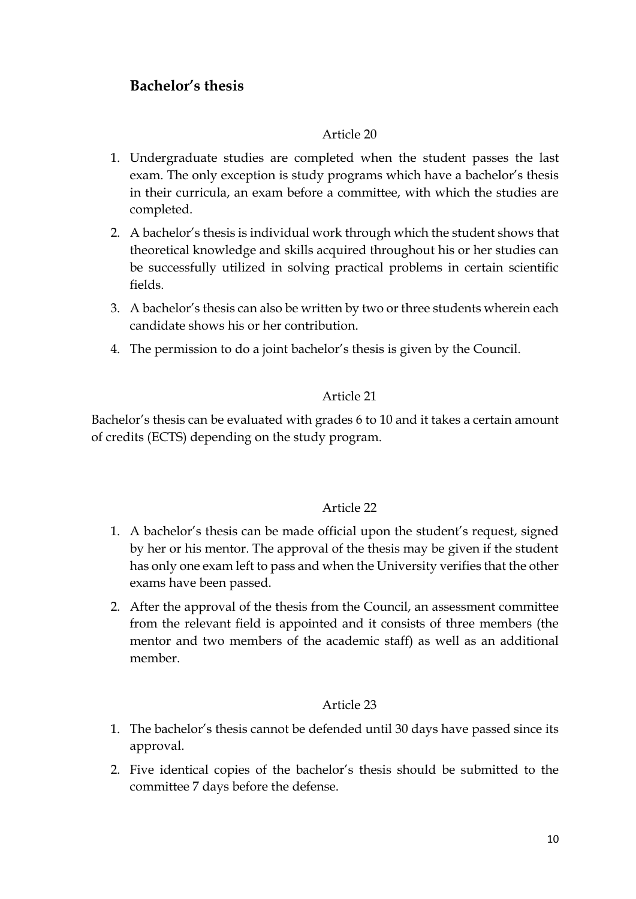## Bachelor's thesis

Article 20

1. Undergraduate studies are completed when the student passes the last exam. The only exception is study programs which have a bachelor's thesis in their curricula, an exam before a committee, with which the studies are completed.
2. A bachelor's thesis is individual work through which the student shows that theoretical knowledge and skills acquired throughout his or her studies can be successfully utilized in solving practical problems in certain scientific fields.
3. A bachelor's thesis can also be written by two or three students wherein each candidate shows his or her contribution.
4. The permission to do a joint bachelor's thesis is given by the Council.

Article 21

Bachelor's thesis can be evaluated with grades 6 to 10 and it takes a certain amount of credits (ECTS) depending on the study program.

Article 22

1. A bachelor's thesis can be made official upon the student's request, signed by her or his mentor. The approval of the thesis may be given if the student has only one exam left to pass and when the University verifies that the other exams have been passed.
2. After the approval of the thesis from the Council, an assessment committee from the relevant field is appointed and it consists of three members (the mentor and two members of the academic staff) as well as an additional member.

Article 23

1. The bachelor's thesis cannot be defended until 30 days have passed since its approval.
2. Five identical copies of the bachelor's thesis should be submitted to the committee 7 days before the defense.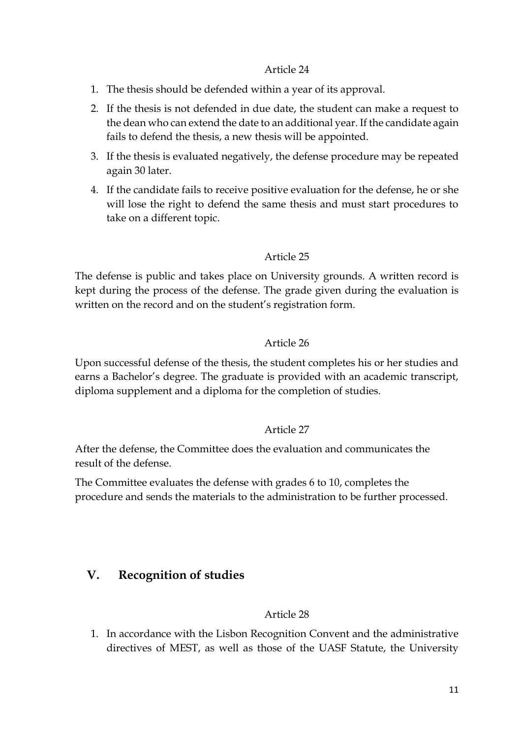Article 24

1. The thesis should be defended within a year of its approval.
2. If the thesis is not defended in due date, the student can make a request to the dean who can extend the date to an additional year. If the candidate again fails to defend the thesis, a new thesis will be appointed.
3. If the thesis is evaluated negatively, the defense procedure may be repeated again 30 later.
4. If the candidate fails to receive positive evaluation for the defense, he or she will lose the right to defend the same thesis and must start procedures to take on a different topic.

Article 25

The defense is public and takes place on University grounds. A written record is kept during the process of the defense. The grade given during the evaluation is written on the record and on the student's registration form.

Article 26

Upon successful defense of the thesis, the student completes his or her studies and earns a Bachelor's degree. The graduate is provided with an academic transcript, diploma supplement and a diploma for the completion of studies.

Article 27

After the defense, the Committee does the evaluation and communicates the result of the defense.

The Committee evaluates the defense with grades 6 to 10, completes the procedure and sends the materials to the administration to be further processed.

## V. Recognition of studies

Article 28

1. In accordance with the Lisbon Recognition Convent and the administrative directives of MEST, as well as those of the UASF Statute, the University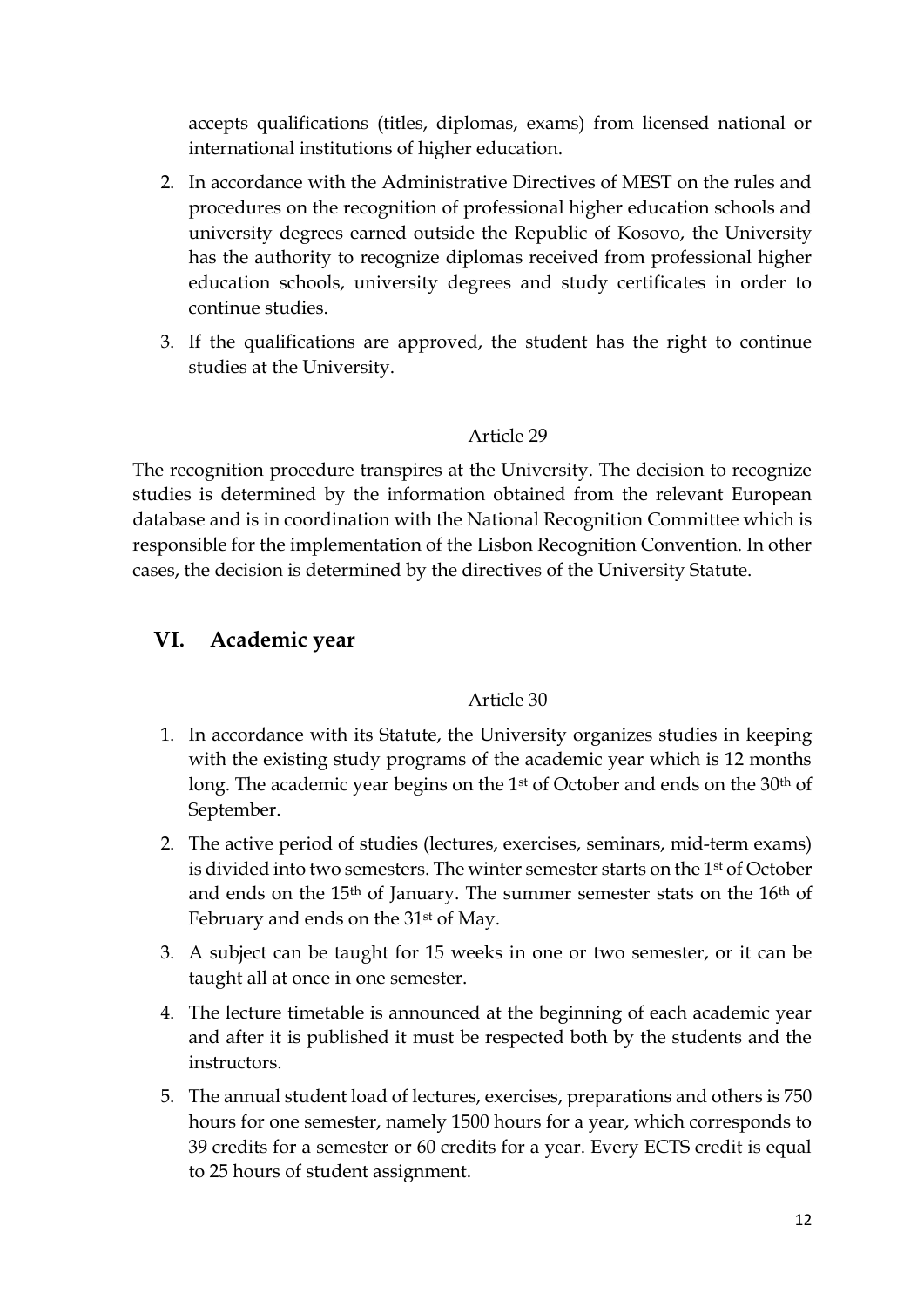accepts qualifications (titles, diplomas, exams) from licensed national or international institutions of higher education.

2. In accordance with the Administrative Directives of MEST on the rules and procedures on the recognition of professional higher education schools and university degrees earned outside the Republic of Kosovo, the University has the authority to recognize diplomas received from professional higher education schools, university degrees and study certificates in order to continue studies.
3. If the qualifications are approved, the student has the right to continue studies at the University.

Article 29

The recognition procedure transpires at the University. The decision to recognize studies is determined by the information obtained from the relevant European database and is in coordination with the National Recognition Committee which is responsible for the implementation of the Lisbon Recognition Convention. In other cases, the decision is determined by the directives of the University Statute.

## VI. Academic year

Article 30

1. In accordance with its Statute, the University organizes studies in keeping with the existing study programs of the academic year which is 12 months long. The academic year begins on the 1st of October and ends on the 30th of September.
2. The active period of studies (lectures, exercises, seminars, mid-term exams) is divided into two semesters. The winter semester starts on the 1st of October and ends on the 15th of January. The summer semester stats on the 16th of February and ends on the 31st of May.
3. A subject can be taught for 15 weeks in one or two semester, or it can be taught all at once in one semester.
4. The lecture timetable is announced at the beginning of each academic year and after it is published it must be respected both by the students and the instructors.
5. The annual student load of lectures, exercises, preparations and others is 750 hours for one semester, namely 1500 hours for a year, which corresponds to 39 credits for a semester or 60 credits for a year. Every ECTS credit is equal to 25 hours of student assignment.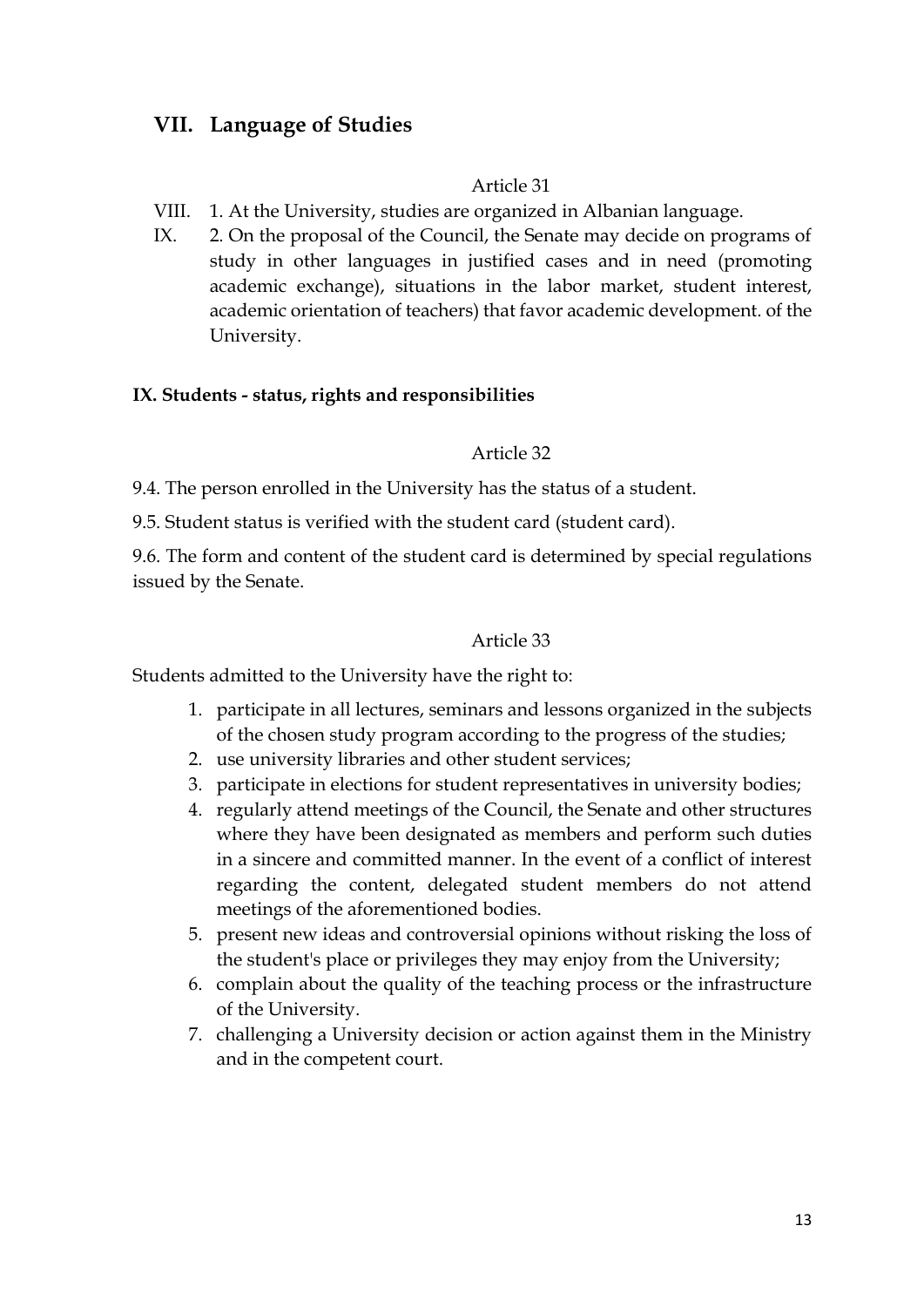## VII. Language of Studies

Article 31

VIII. 1. At the University, studies are organized in Albanian language.

IX. 2. On the proposal of the Council, the Senate may decide on programs of study in other languages in justified cases and in need (promoting academic exchange), situations in the labor market, student interest, academic orientation of teachers) that favor academic development. of the University.

### IX. Students - status, rights and responsibilities

Article 32

9.4. The person enrolled in the University has the status of a student.

9.5. Student status is verified with the student card (student card).

9.6. The form and content of the student card is determined by special regulations issued by the Senate.

Article 33

Students admitted to the University have the right to:

1. participate in all lectures, seminars and lessons organized in the subjects of the chosen study program according to the progress of the studies;
2. use university libraries and other student services;
3. participate in elections for student representatives in university bodies;
4. regularly attend meetings of the Council, the Senate and other structures where they have been designated as members and perform such duties in a sincere and committed manner. In the event of a conflict of interest regarding the content, delegated student members do not attend meetings of the aforementioned bodies.
5. present new ideas and controversial opinions without risking the loss of the student's place or privileges they may enjoy from the University;
6. complain about the quality of the teaching process or the infrastructure of the University.
7. challenging a University decision or action against them in the Ministry and in the competent court.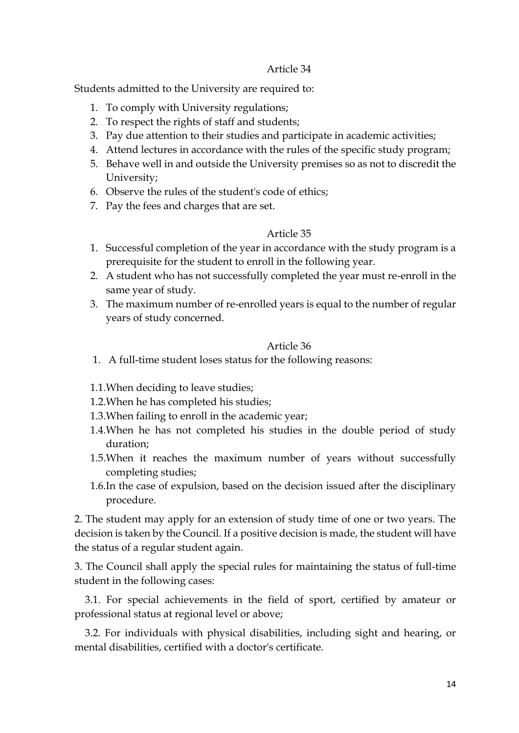## Article 34

Students admitted to the University are required to:

1. To comply with University regulations;
2. To respect the rights of staff and students;
3. Pay due attention to their studies and participate in academic activities;
4. Attend lectures in accordance with the rules of the specific study program;
5. Behave well in and outside the University premises so as not to discredit the University;
6. Observe the rules of the student's code of ethics;
7. Pay the fees and charges that are set.

## Article 35

1. Successful completion of the year in accordance with the study program is a prerequisite for the student to enroll in the following year.
2. A student who has not successfully completed the year must re-enroll in the same year of study.
3. The maximum number of re-enrolled years is equal to the number of regular years of study concerned.

## Article 36

1. A full-time student loses status for the following reasons:

1.1. When deciding to leave studies;

1.2. When he has completed his studies;

1.3. When failing to enroll in the academic year;

1.4. When he has not completed his studies in the double period of study duration;

1.5. When it reaches the maximum number of years without successfully completing studies;

1.6. In the case of expulsion, based on the decision issued after the disciplinary procedure.

2. The student may apply for an extension of study time of one or two years. The decision is taken by the Council. If a positive decision is made, the student will have the status of a regular student again.

3. The Council shall apply the special rules for maintaining the status of full-time student in the following cases:

3.1. For special achievements in the field of sport, certified by amateur or professional status at regional level or above;

3.2. For individuals with physical disabilities, including sight and hearing, or mental disabilities, certified with a doctor's certificate.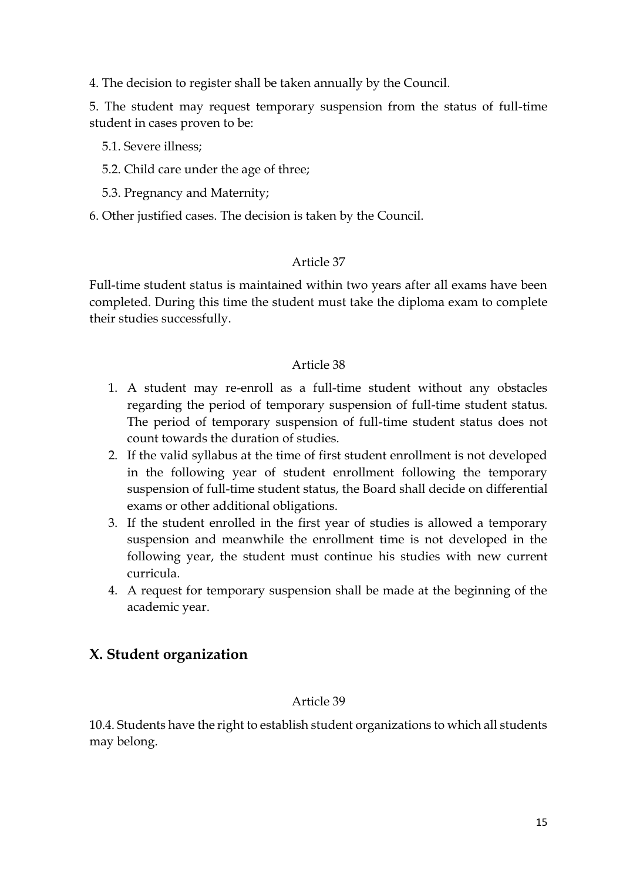4. The decision to register shall be taken annually by the Council.

5. The student may request temporary suspension from the status of full-time student in cases proven to be:

   5.1. Severe illness;

   5.2. Child care under the age of three;

   5.3. Pregnancy and Maternity;

6. Other justified cases. The decision is taken by the Council.

Article 37

Full-time student status is maintained within two years after all exams have been completed. During this time the student must take the diploma exam to complete their studies successfully.

Article 38

1. A student may re-enroll as a full-time student without any obstacles regarding the period of temporary suspension of full-time student status. The period of temporary suspension of full-time student status does not count towards the duration of studies.
2. If the valid syllabus at the time of first student enrollment is not developed in the following year of student enrollment following the temporary suspension of full-time student status, the Board shall decide on differential exams or other additional obligations.
3. If the student enrolled in the first year of studies is allowed a temporary suspension and meanwhile the enrollment time is not developed in the following year, the student must continue his studies with new current curricula.
4. A request for temporary suspension shall be made at the beginning of the academic year.

## X. Student organization

Article 39

10.4. Students have the right to establish student organizations to which all students may belong.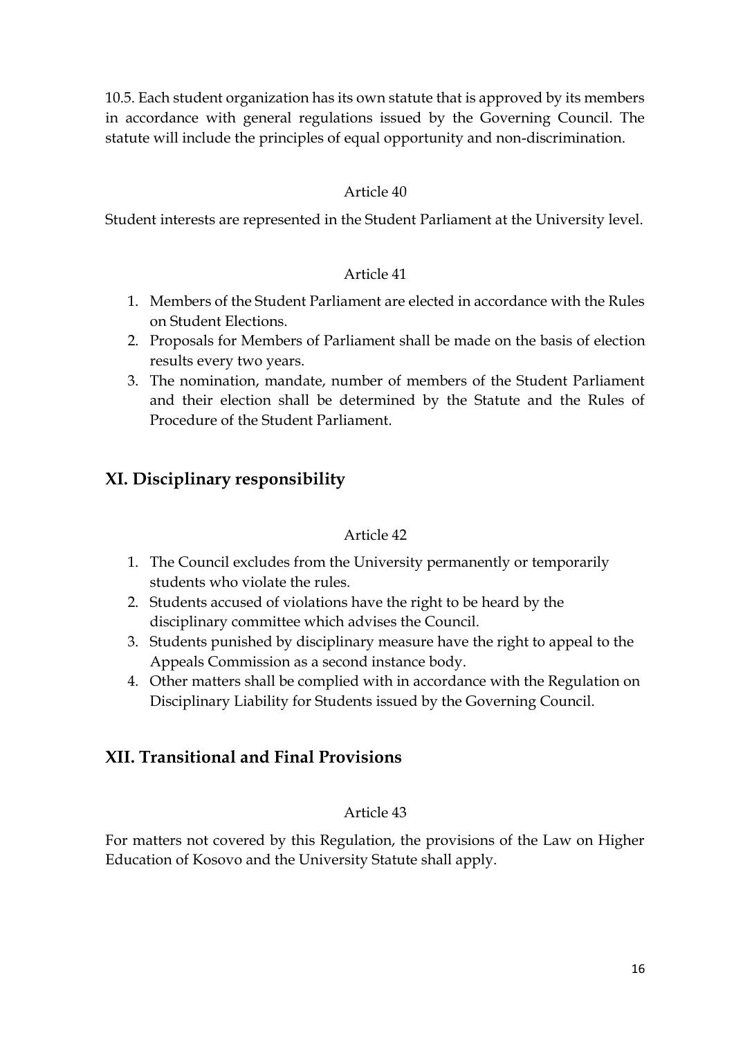10.5. Each student organization has its own statute that is approved by its members in accordance with general regulations issued by the Governing Council. The statute will include the principles of equal opportunity and non-discrimination.

Article 40

Student interests are represented in the Student Parliament at the University level.

Article 41

1. Members of the Student Parliament are elected in accordance with the Rules on Student Elections.
2. Proposals for Members of Parliament shall be made on the basis of election results every two years.
3. The nomination, mandate, number of members of the Student Parliament and their election shall be determined by the Statute and the Rules of Procedure of the Student Parliament.

## XI. Disciplinary responsibility

Article 42

1. The Council excludes from the University permanently or temporarily students who violate the rules.
2. Students accused of violations have the right to be heard by the disciplinary committee which advises the Council.
3. Students punished by disciplinary measure have the right to appeal to the Appeals Commission as a second instance body.
4. Other matters shall be complied with in accordance with the Regulation on Disciplinary Liability for Students issued by the Governing Council.

## XII. Transitional and Final Provisions

Article 43

For matters not covered by this Regulation, the provisions of the Law on Higher Education of Kosovo and the University Statute shall apply.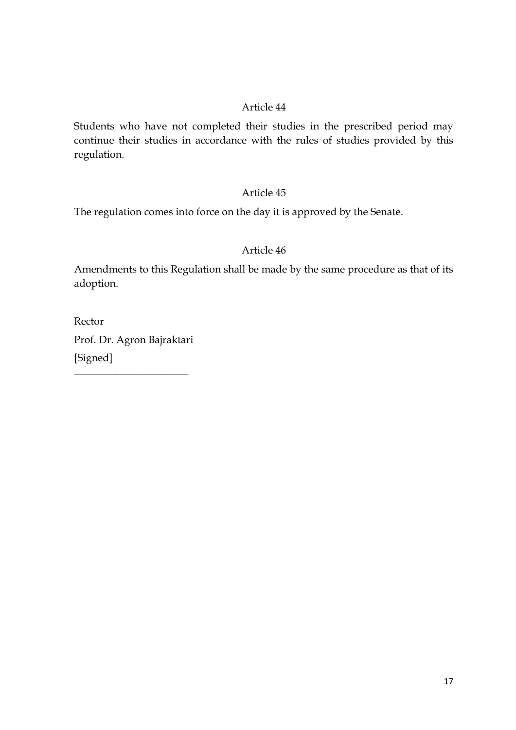### Article 44

Students who have not completed their studies in the prescribed period may continue their studies in accordance with the rules of studies provided by this regulation.

### Article 45

The regulation comes into force on the day it is approved by the Senate.

### Article 46

Amendments to this Regulation shall be made by the same procedure as that of its adoption.

Rector

Prof. Dr. Agron Bajraktari

[Signed]

______________________